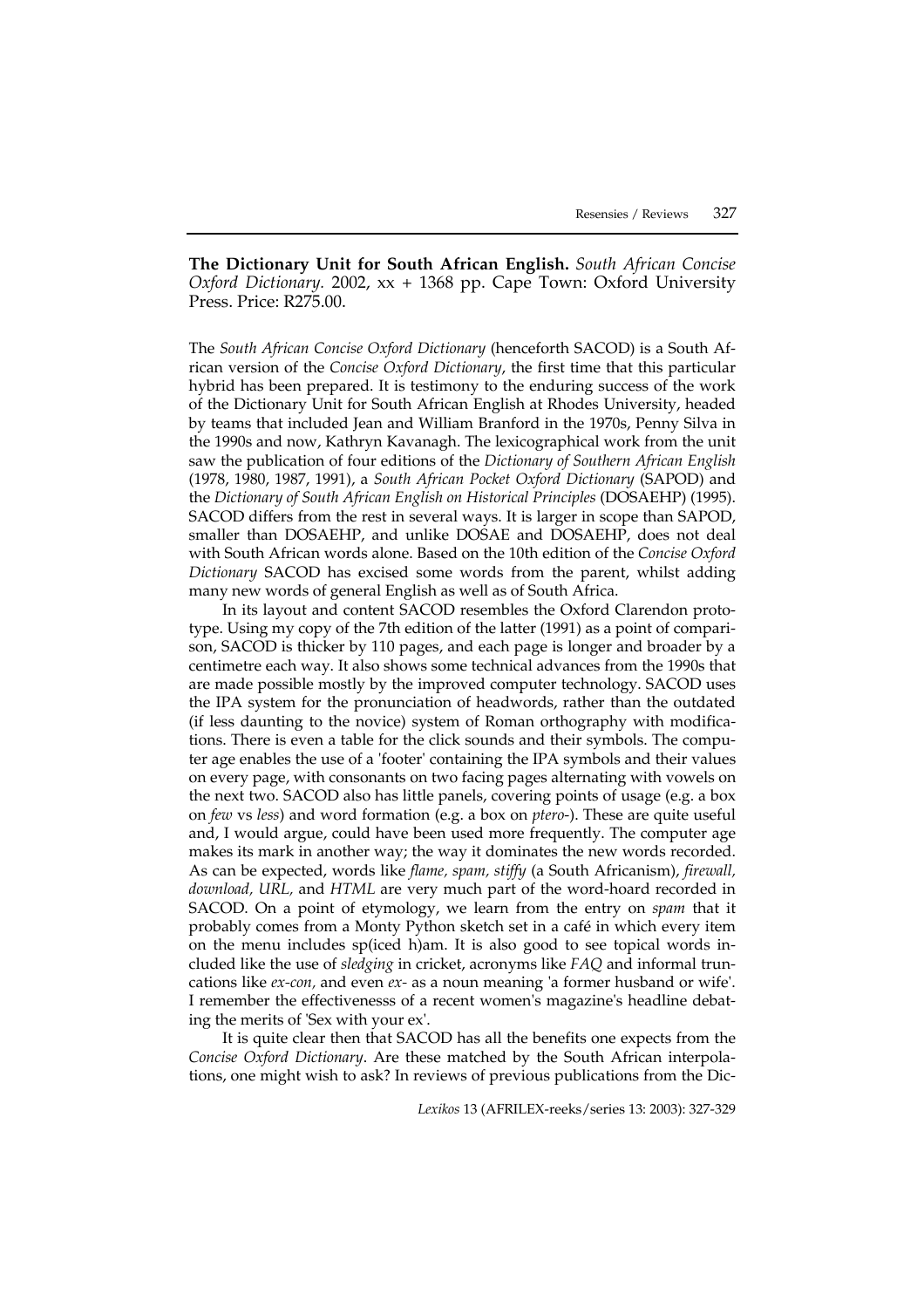**The Dictionary Unit for South African English.** *South African Concise Oxford Dictionary.* 2002, xx + 1368 pp. Cape Town: Oxford University Press. Price: R275.00.

The *South African Concise Oxford Dictionary* (henceforth SACOD) is a South African version of the *Concise Oxford Dictionary*, the first time that this particular hybrid has been prepared. It is testimony to the enduring success of the work of the Dictionary Unit for South African English at Rhodes University, headed by teams that included Jean and William Branford in the 1970s, Penny Silva in the 1990s and now, Kathryn Kavanagh. The lexicographical work from the unit saw the publication of four editions of the *Dictionary of Southern African English* (1978, 1980, 1987, 1991), a *South African Pocket Oxford Dictionary* (SAPOD) and the *Dictionary of South African English on Historical Principles* (DOSAEHP) (1995). SACOD differs from the rest in several ways. It is larger in scope than SAPOD, smaller than DOSAEHP, and unlike DOSAE and DOSAEHP, does not deal with South African words alone. Based on the 10th edition of the *Concise Oxford Dictionary* SACOD has excised some words from the parent, whilst adding many new words of general English as well as of South Africa.

In its layout and content SACOD resembles the Oxford Clarendon prototype. Using my copy of the 7th edition of the latter (1991) as a point of comparison, SACOD is thicker by 110 pages, and each page is longer and broader by a centimetre each way. It also shows some technical advances from the 1990s that are made possible mostly by the improved computer technology. SACOD uses the IPA system for the pronunciation of headwords, rather than the outdated (if less daunting to the novice) system of Roman orthography with modifications. There is even a table for the click sounds and their symbols. The computer age enables the use of a 'footer' containing the IPA symbols and their values on every page, with consonants on two facing pages alternating with vowels on the next two. SACOD also has little panels, covering points of usage (e.g. a box on *few* vs *less*) and word formation (e.g. a box on *ptero-*). These are quite useful and, I would argue, could have been used more frequently. The computer age makes its mark in another way; the way it dominates the new words recorded. As can be expected, words like *flame, spam, stiffy* (a South Africanism), *firewall, download, URL,* and *HTML* are very much part of the word-hoard recorded in SACOD. On a point of etymology, we learn from the entry on *spam* that it probably comes from a Monty Python sketch set in a café in which every item on the menu includes sp(iced h)am. It is also good to see topical words included like the use of *sledging* in cricket, acronyms like *FAQ* and informal truncations like *ex-con,* and even *ex-* as a noun meaning 'a former husband or wife'. I remember the effectivenesss of a recent women's magazine's headline debating the merits of 'Sex with your ex'.

It is quite clear then that SACOD has all the benefits one expects from the *Concise Oxford Dictionary*. Are these matched by the South African interpolations, one might wish to ask? In reviews of previous publications from the Dic-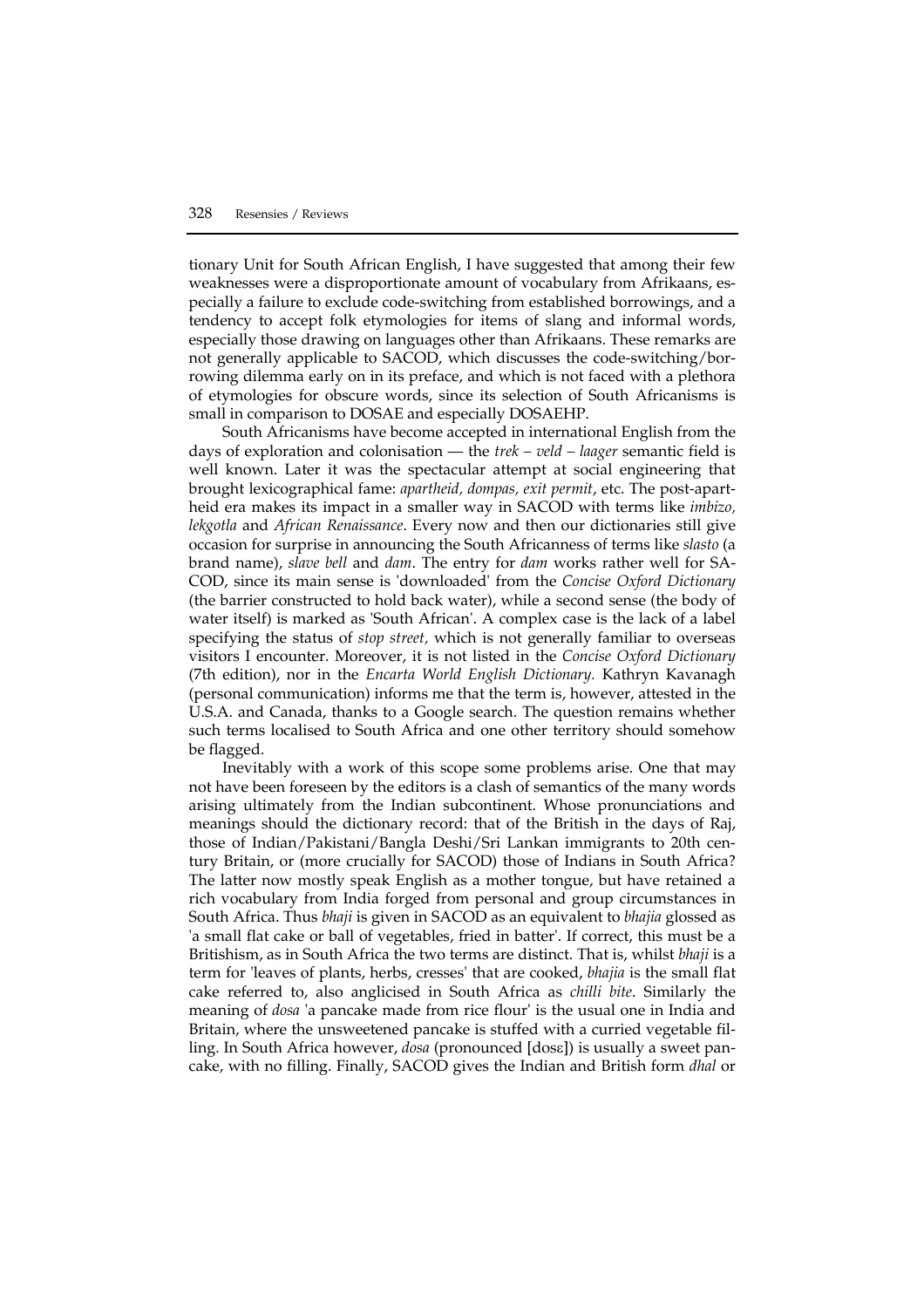tionary Unit for South African English, I have suggested that among their few weaknesses were a disproportionate amount of vocabulary from Afrikaans, especially a failure to exclude code-switching from established borrowings, and a tendency to accept folk etymologies for items of slang and informal words, especially those drawing on languages other than Afrikaans. These remarks are not generally applicable to SACOD, which discusses the code-switching/borrowing dilemma early on in its preface, and which is not faced with a plethora of etymologies for obscure words, since its selection of South Africanisms is small in comparison to DOSAE and especially DOSAEHP.

South Africanisms have become accepted in international English from the days of exploration and colonisation — the *trek – veld – laager* semantic field is well known. Later it was the spectacular attempt at social engineering that brought lexicographical fame: *apartheid, dompas, exit permit*, etc. The post-apartheid era makes its impact in a smaller way in SACOD with terms like *imbizo, lekgotla* and *African Renaissance*. Every now and then our dictionaries still give occasion for surprise in announcing the South Africanness of terms like *slasto* (a brand name), *slave bell* and *dam*. The entry for *dam* works rather well for SACOD, since its main sense is 'downloaded' from the *Concise Oxford Dictionary* (the barrier constructed to hold back water), while a second sense (the body of water itself) is marked as 'South African'. A complex case is the lack of a label specifying the status of *stop street,* which is not generally familiar to overseas visitors I encounter. Moreover, it is not listed in the *Concise Oxford Dictionary* (7th edition), nor in the *Encarta World English Dictionary.* Kathryn Kavanagh (personal communication) informs me that the term is, however, attested in the U.S.A. and Canada, thanks to a Google search. The question remains whether such terms localised to South Africa and one other territory should somehow be flagged.

Inevitably with a work of this scope some problems arise. One that may not have been foreseen by the editors is a clash of semantics of the many words arising ultimately from the Indian subcontinent. Whose pronunciations and meanings should the dictionary record: that of the British in the days of Raj, those of Indian/Pakistani/Bangla Deshi/Sri Lankan immigrants to 20th century Britain, or (more crucially for SACOD) those of Indians in South Africa? The latter now mostly speak English as a mother tongue, but have retained a rich vocabulary from India forged from personal and group circumstances in South Africa. Thus *bhaji* is given in SACOD as an equivalent to *bhajia* glossed as 'a small flat cake or ball of vegetables, fried in batter'. If correct, this must be a Britishism, as in South Africa the two terms are distinct. That is, whilst *bhaji* is a term for 'leaves of plants, herbs, cresses' that are cooked, *bhajia* is the small flat cake referred to, also anglicised in South Africa as *chilli bite*. Similarly the meaning of *dosa* 'a pancake made from rice flour' is the usual one in India and Britain, where the unsweetened pancake is stuffed with a curried vegetable filling. In South Africa however, *dosa* (pronounced [dosɛ]) is usually a sweet pancake, with no filling. Finally, SACOD gives the Indian and British form *dhal* or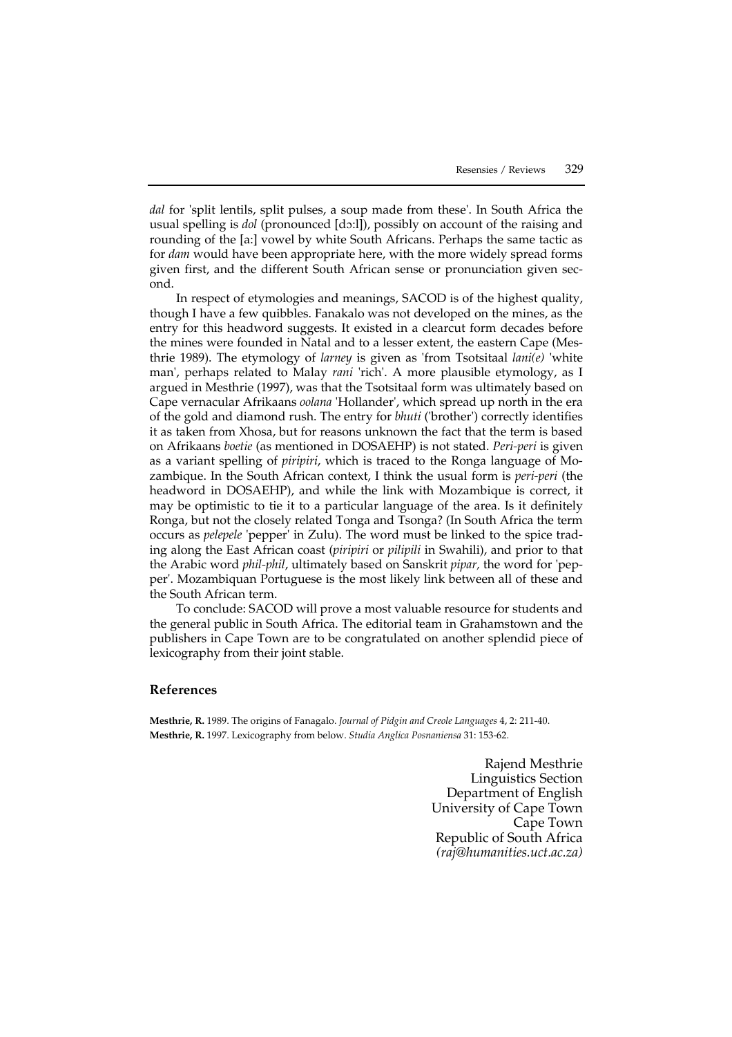*dal* for 'split lentils, split pulses, a soup made from these'. In South Africa the usual spelling is *dol* (pronounced [dɔ:l]), possibly on account of the raising and rounding of the [a:] vowel by white South Africans. Perhaps the same tactic as for *dam* would have been appropriate here, with the more widely spread forms given first, and the different South African sense or pronunciation given second.

In respect of etymologies and meanings, SACOD is of the highest quality, though I have a few quibbles. Fanakalo was not developed on the mines, as the entry for this headword suggests. It existed in a clearcut form decades before the mines were founded in Natal and to a lesser extent, the eastern Cape (Mesthrie 1989). The etymology of *larney* is given as 'from Tsotsitaal *lani(e)* 'white man', perhaps related to Malay *rani* 'rich'. A more plausible etymology, as I argued in Mesthrie (1997), was that the Tsotsitaal form was ultimately based on Cape vernacular Afrikaans *oolana* 'Hollander', which spread up north in the era of the gold and diamond rush. The entry for *bhuti* ('brother') correctly identifies it as taken from Xhosa, but for reasons unknown the fact that the term is based on Afrikaans *boetie* (as mentioned in DOSAEHP) is not stated. *Peri-peri* is given as a variant spelling of *piripiri*, which is traced to the Ronga language of Mozambique. In the South African context, I think the usual form is *peri-peri* (the headword in DOSAEHP), and while the link with Mozambique is correct, it may be optimistic to tie it to a particular language of the area. Is it definitely Ronga, but not the closely related Tonga and Tsonga? (In South Africa the term occurs as *pelepele* 'pepper' in Zulu). The word must be linked to the spice trading along the East African coast (*piripiri* or *pilipili* in Swahili), and prior to that the Arabic word *phil-phil*, ultimately based on Sanskrit *pipar,* the word for 'pepper'. Mozambiquan Portuguese is the most likely link between all of these and the South African term.

To conclude: SACOD will prove a most valuable resource for students and the general public in South Africa. The editorial team in Grahamstown and the publishers in Cape Town are to be congratulated on another splendid piece of lexicography from their joint stable.

## References

**Mesthrie, R.** 1989. The origins of Fanagalo. *Journal of Pidgin and Creole Languages* 4, 2: 211-40.

**Mesthrie, R.** 1997. Lexicography from below. *Studia Anglica Posnaniensa* 31: 153-62.

Rajend Mesthrie
Linguistics Section
Department of English
University of Cape Town
Cape Town
Republic of South Africa
*(raj@humanities.uct.ac.za)*